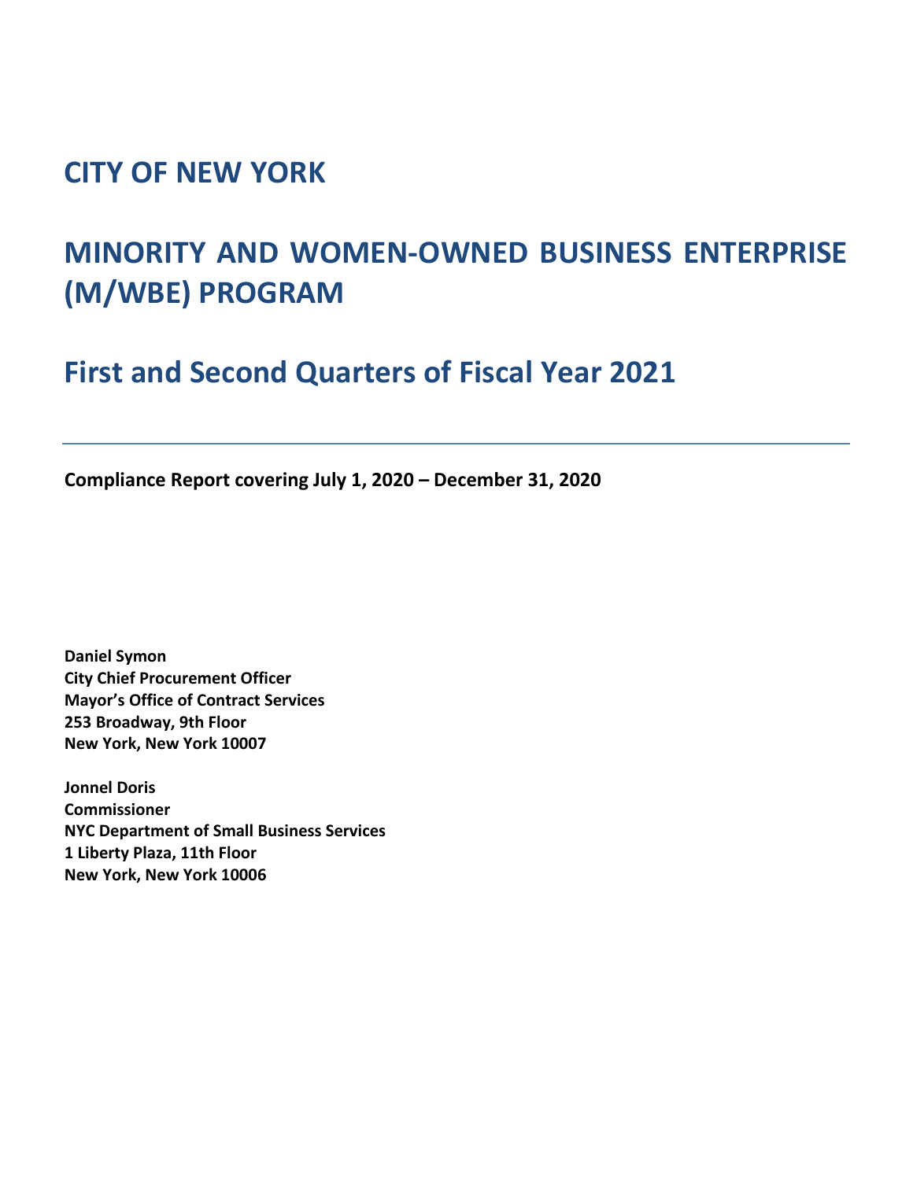# CITY OF NEW YORK

# MINORITY AND WOMEN-OWNED BUSINESS ENTERPRISE (M/WBE) PROGRAM

## First and Second Quarters of Fiscal Year 2021

---

**Compliance Report covering July 1, 2020 – December 31, 2020**

**Daniel Symon**
**City Chief Procurement Officer**
**Mayor's Office of Contract Services**
**253 Broadway, 9th Floor**
**New York, New York 10007**

**Jonnel Doris**
**Commissioner**
**NYC Department of Small Business Services**
**1 Liberty Plaza, 11th Floor**
**New York, New York 10006**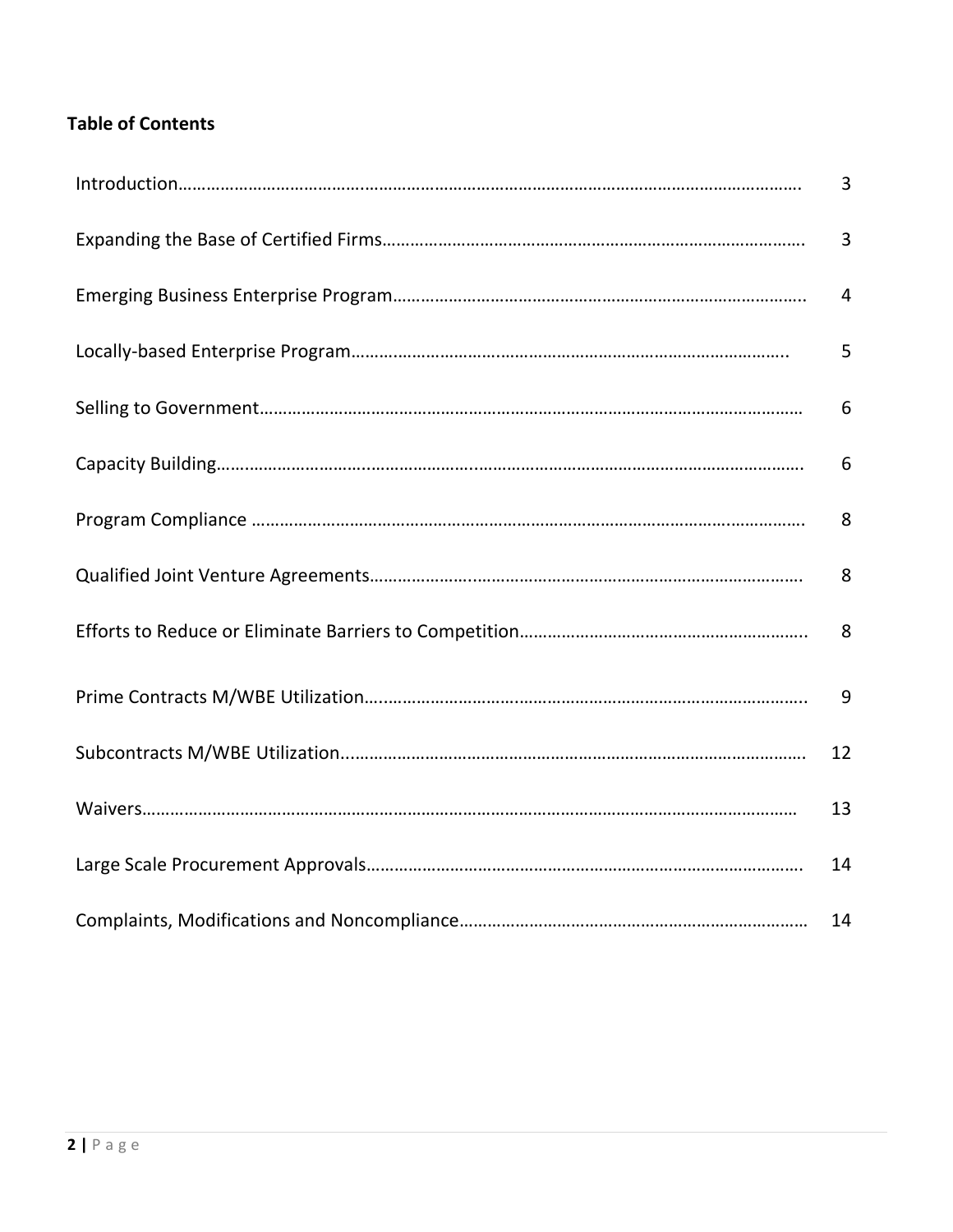**Table of Contents**

| | |
|---|---|
| Introduction | 3 |
| Expanding the Base of Certified Firms | 3 |
| Emerging Business Enterprise Program | 4 |
| Locally-based Enterprise Program | 5 |
| Selling to Government | 6 |
| Capacity Building | 6 |
| Program Compliance | 8 |
| Qualified Joint Venture Agreements | 8 |
| Efforts to Reduce or Eliminate Barriers to Competition | 8 |
| Prime Contracts M/WBE Utilization | 9 |
| Subcontracts M/WBE Utilization | 12 |
| Waivers | 13 |
| Large Scale Procurement Approvals | 14 |
| Complaints, Modifications and Noncompliance | 14 |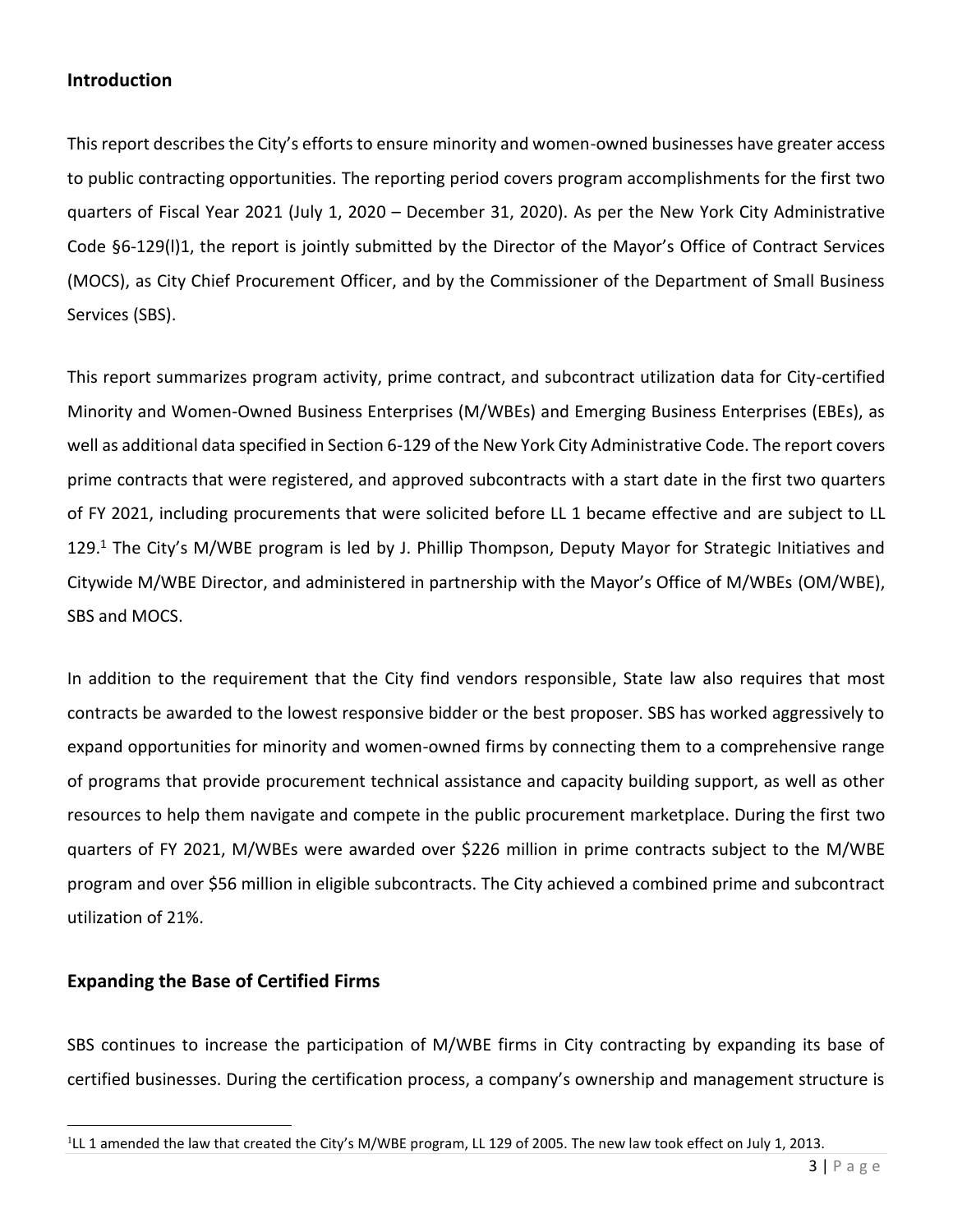## Introduction

This report describes the City's efforts to ensure minority and women-owned businesses have greater access to public contracting opportunities. The reporting period covers program accomplishments for the first two quarters of Fiscal Year 2021 (July 1, 2020 – December 31, 2020). As per the New York City Administrative Code §6-129(l)1, the report is jointly submitted by the Director of the Mayor's Office of Contract Services (MOCS), as City Chief Procurement Officer, and by the Commissioner of the Department of Small Business Services (SBS).

This report summarizes program activity, prime contract, and subcontract utilization data for City-certified Minority and Women-Owned Business Enterprises (M/WBEs) and Emerging Business Enterprises (EBEs), as well as additional data specified in Section 6-129 of the New York City Administrative Code. The report covers prime contracts that were registered, and approved subcontracts with a start date in the first two quarters of FY 2021, including procurements that were solicited before LL 1 became effective and are subject to LL 129.[1] The City's M/WBE program is led by J. Phillip Thompson, Deputy Mayor for Strategic Initiatives and Citywide M/WBE Director, and administered in partnership with the Mayor's Office of M/WBEs (OM/WBE), SBS and MOCS.

In addition to the requirement that the City find vendors responsible, State law also requires that most contracts be awarded to the lowest responsive bidder or the best proposer. SBS has worked aggressively to expand opportunities for minority and women-owned firms by connecting them to a comprehensive range of programs that provide procurement technical assistance and capacity building support, as well as other resources to help them navigate and compete in the public procurement marketplace. During the first two quarters of FY 2021, M/WBEs were awarded over $226 million in prime contracts subject to the M/WBE program and over $56 million in eligible subcontracts. The City achieved a combined prime and subcontract utilization of 21%.

## Expanding the Base of Certified Firms

SBS continues to increase the participation of M/WBE firms in City contracting by expanding its base of certified businesses. During the certification process, a company's ownership and management structure is

[1] LL 1 amended the law that created the City's M/WBE program, LL 129 of 2005. The new law took effect on July 1, 2013.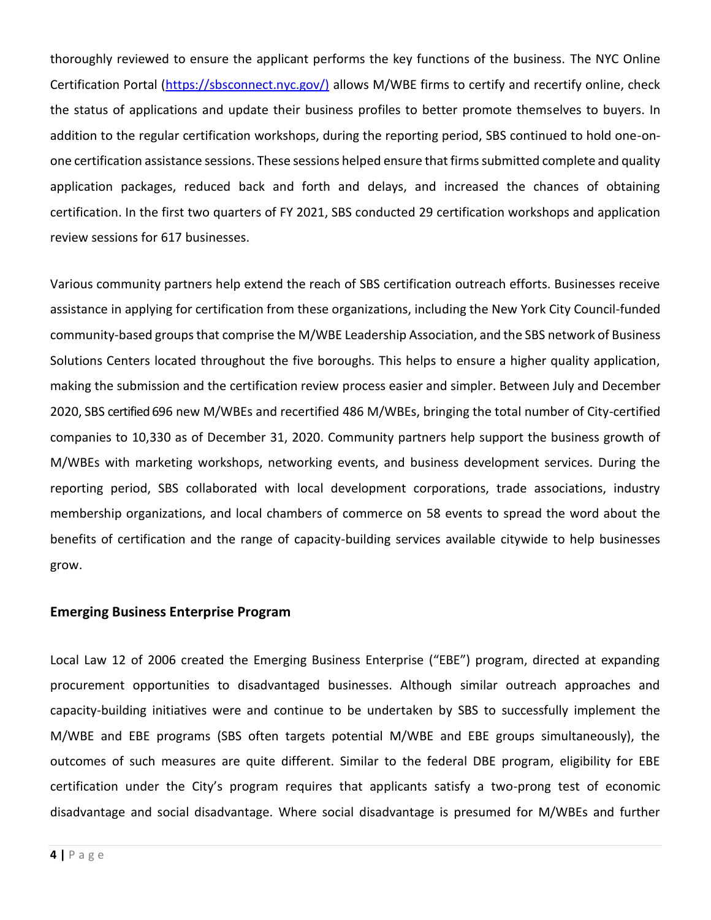thoroughly reviewed to ensure the applicant performs the key functions of the business. The NYC Online Certification Portal (https://sbsconnect.nyc.gov/) allows M/WBE firms to certify and recertify online, check the status of applications and update their business profiles to better promote themselves to buyers. In addition to the regular certification workshops, during the reporting period, SBS continued to hold one-on-one certification assistance sessions. These sessions helped ensure that firms submitted complete and quality application packages, reduced back and forth and delays, and increased the chances of obtaining certification. In the first two quarters of FY 2021, SBS conducted 29 certification workshops and application review sessions for 617 businesses.

Various community partners help extend the reach of SBS certification outreach efforts. Businesses receive assistance in applying for certification from these organizations, including the New York City Council-funded community-based groups that comprise the M/WBE Leadership Association, and the SBS network of Business Solutions Centers located throughout the five boroughs. This helps to ensure a higher quality application, making the submission and the certification review process easier and simpler. Between July and December 2020, SBS certified 696 new M/WBEs and recertified 486 M/WBEs, bringing the total number of City-certified companies to 10,330 as of December 31, 2020. Community partners help support the business growth of M/WBEs with marketing workshops, networking events, and business development services. During the reporting period, SBS collaborated with local development corporations, trade associations, industry membership organizations, and local chambers of commerce on 58 events to spread the word about the benefits of certification and the range of capacity-building services available citywide to help businesses grow.

### Emerging Business Enterprise Program

Local Law 12 of 2006 created the Emerging Business Enterprise ("EBE") program, directed at expanding procurement opportunities to disadvantaged businesses. Although similar outreach approaches and capacity-building initiatives were and continue to be undertaken by SBS to successfully implement the M/WBE and EBE programs (SBS often targets potential M/WBE and EBE groups simultaneously), the outcomes of such measures are quite different. Similar to the federal DBE program, eligibility for EBE certification under the City's program requires that applicants satisfy a two-prong test of economic disadvantage and social disadvantage. Where social disadvantage is presumed for M/WBEs and further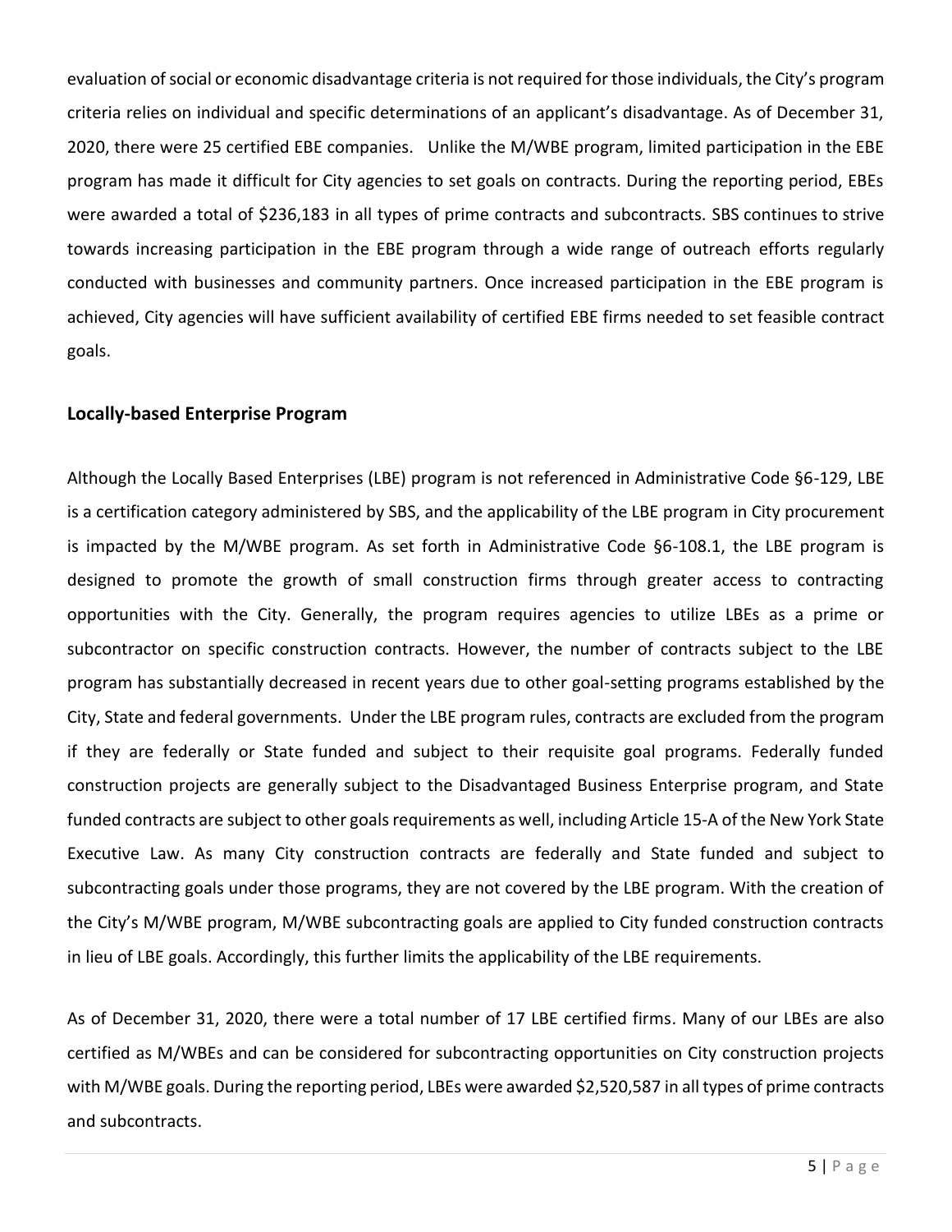evaluation of social or economic disadvantage criteria is not required for those individuals, the City's program criteria relies on individual and specific determinations of an applicant's disadvantage. As of December 31, 2020, there were 25 certified EBE companies. Unlike the M/WBE program, limited participation in the EBE program has made it difficult for City agencies to set goals on contracts. During the reporting period, EBEs were awarded a total of $236,183 in all types of prime contracts and subcontracts. SBS continues to strive towards increasing participation in the EBE program through a wide range of outreach efforts regularly conducted with businesses and community partners. Once increased participation in the EBE program is achieved, City agencies will have sufficient availability of certified EBE firms needed to set feasible contract goals.

## Locally-based Enterprise Program

Although the Locally Based Enterprises (LBE) program is not referenced in Administrative Code §6-129, LBE is a certification category administered by SBS, and the applicability of the LBE program in City procurement is impacted by the M/WBE program. As set forth in Administrative Code §6-108.1, the LBE program is designed to promote the growth of small construction firms through greater access to contracting opportunities with the City. Generally, the program requires agencies to utilize LBEs as a prime or subcontractor on specific construction contracts. However, the number of contracts subject to the LBE program has substantially decreased in recent years due to other goal-setting programs established by the City, State and federal governments. Under the LBE program rules, contracts are excluded from the program if they are federally or State funded and subject to their requisite goal programs. Federally funded construction projects are generally subject to the Disadvantaged Business Enterprise program, and State funded contracts are subject to other goals requirements as well, including Article 15-A of the New York State Executive Law. As many City construction contracts are federally and State funded and subject to subcontracting goals under those programs, they are not covered by the LBE program. With the creation of the City's M/WBE program, M/WBE subcontracting goals are applied to City funded construction contracts in lieu of LBE goals. Accordingly, this further limits the applicability of the LBE requirements.

As of December 31, 2020, there were a total number of 17 LBE certified firms. Many of our LBEs are also certified as M/WBEs and can be considered for subcontracting opportunities on City construction projects with M/WBE goals. During the reporting period, LBEs were awarded $2,520,587 in all types of prime contracts and subcontracts.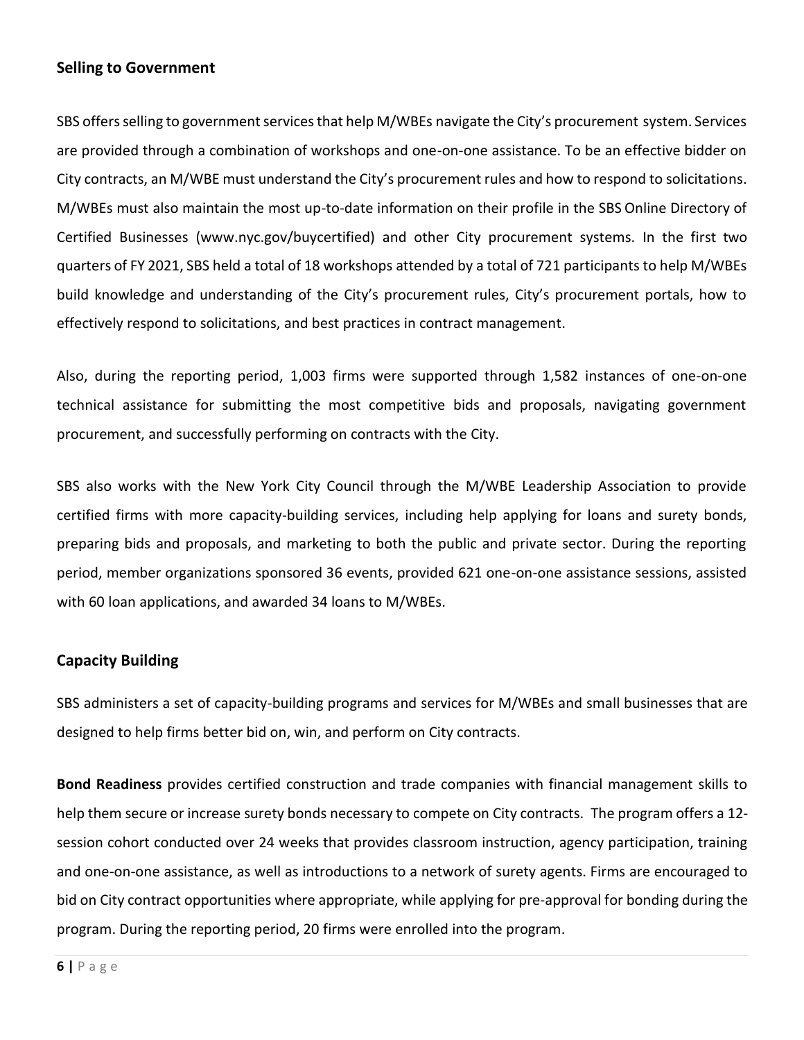## Selling to Government

SBS offers selling to government services that help M/WBEs navigate the City's procurement system. Services are provided through a combination of workshops and one-on-one assistance. To be an effective bidder on City contracts, an M/WBE must understand the City's procurement rules and how to respond to solicitations. M/WBEs must also maintain the most up-to-date information on their profile in the SBS Online Directory of Certified Businesses (www.nyc.gov/buycertified) and other City procurement systems. In the first two quarters of FY 2021, SBS held a total of 18 workshops attended by a total of 721 participants to help M/WBEs build knowledge and understanding of the City's procurement rules, City's procurement portals, how to effectively respond to solicitations, and best practices in contract management.

Also, during the reporting period, 1,003 firms were supported through 1,582 instances of one-on-one technical assistance for submitting the most competitive bids and proposals, navigating government procurement, and successfully performing on contracts with the City.

SBS also works with the New York City Council through the M/WBE Leadership Association to provide certified firms with more capacity-building services, including help applying for loans and surety bonds, preparing bids and proposals, and marketing to both the public and private sector. During the reporting period, member organizations sponsored 36 events, provided 621 one-on-one assistance sessions, assisted with 60 loan applications, and awarded 34 loans to M/WBEs.

## Capacity Building

SBS administers a set of capacity-building programs and services for M/WBEs and small businesses that are designed to help firms better bid on, win, and perform on City contracts.

**Bond Readiness** provides certified construction and trade companies with financial management skills to help them secure or increase surety bonds necessary to compete on City contracts. The program offers a 12-session cohort conducted over 24 weeks that provides classroom instruction, agency participation, training and one-on-one assistance, as well as introductions to a network of surety agents. Firms are encouraged to bid on City contract opportunities where appropriate, while applying for pre-approval for bonding during the program. During the reporting period, 20 firms were enrolled into the program.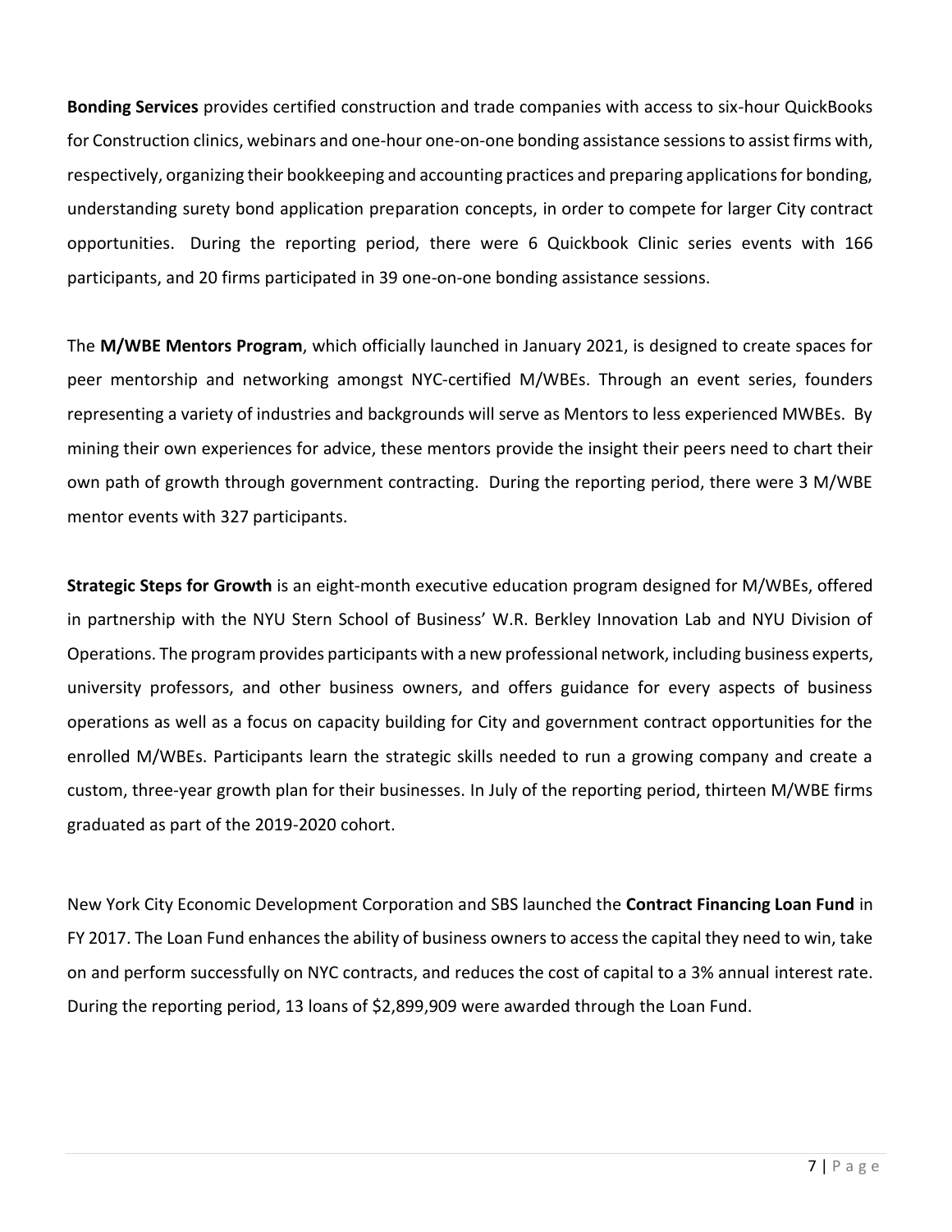**Bonding Services** provides certified construction and trade companies with access to six-hour QuickBooks for Construction clinics, webinars and one-hour one-on-one bonding assistance sessions to assist firms with, respectively, organizing their bookkeeping and accounting practices and preparing applications for bonding, understanding surety bond application preparation concepts, in order to compete for larger City contract opportunities. During the reporting period, there were 6 Quickbook Clinic series events with 166 participants, and 20 firms participated in 39 one-on-one bonding assistance sessions.

The **M/WBE Mentors Program**, which officially launched in January 2021, is designed to create spaces for peer mentorship and networking amongst NYC-certified M/WBEs. Through an event series, founders representing a variety of industries and backgrounds will serve as Mentors to less experienced MWBEs. By mining their own experiences for advice, these mentors provide the insight their peers need to chart their own path of growth through government contracting. During the reporting period, there were 3 M/WBE mentor events with 327 participants.

**Strategic Steps for Growth** is an eight-month executive education program designed for M/WBEs, offered in partnership with the NYU Stern School of Business' W.R. Berkley Innovation Lab and NYU Division of Operations. The program provides participants with a new professional network, including business experts, university professors, and other business owners, and offers guidance for every aspects of business operations as well as a focus on capacity building for City and government contract opportunities for the enrolled M/WBEs. Participants learn the strategic skills needed to run a growing company and create a custom, three-year growth plan for their businesses. In July of the reporting period, thirteen M/WBE firms graduated as part of the 2019-2020 cohort.

New York City Economic Development Corporation and SBS launched the **Contract Financing Loan Fund** in FY 2017. The Loan Fund enhances the ability of business owners to access the capital they need to win, take on and perform successfully on NYC contracts, and reduces the cost of capital to a 3% annual interest rate. During the reporting period, 13 loans of $2,899,909 were awarded through the Loan Fund.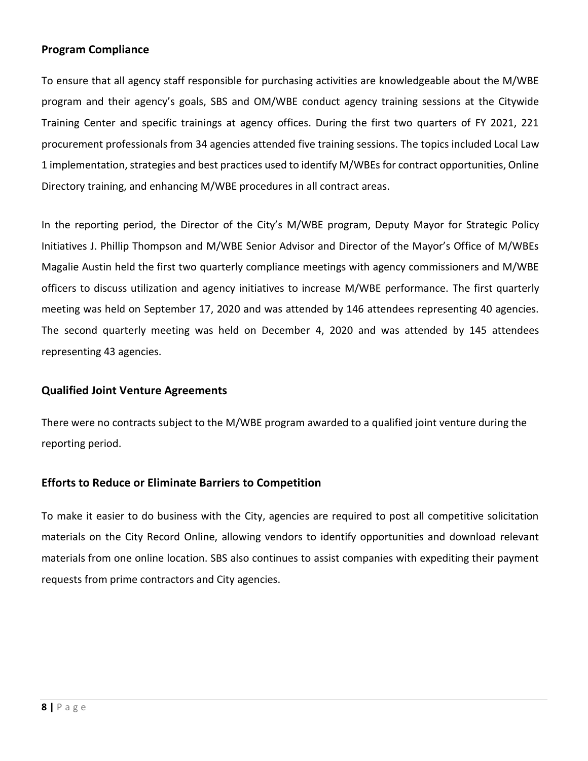## Program Compliance

To ensure that all agency staff responsible for purchasing activities are knowledgeable about the M/WBE program and their agency's goals, SBS and OM/WBE conduct agency training sessions at the Citywide Training Center and specific trainings at agency offices. During the first two quarters of FY 2021, 221 procurement professionals from 34 agencies attended five training sessions. The topics included Local Law 1 implementation, strategies and best practices used to identify M/WBEs for contract opportunities, Online Directory training, and enhancing M/WBE procedures in all contract areas.

In the reporting period, the Director of the City's M/WBE program, Deputy Mayor for Strategic Policy Initiatives J. Phillip Thompson and M/WBE Senior Advisor and Director of the Mayor's Office of M/WBEs Magalie Austin held the first two quarterly compliance meetings with agency commissioners and M/WBE officers to discuss utilization and agency initiatives to increase M/WBE performance. The first quarterly meeting was held on September 17, 2020 and was attended by 146 attendees representing 40 agencies. The second quarterly meeting was held on December 4, 2020 and was attended by 145 attendees representing 43 agencies.

## Qualified Joint Venture Agreements

There were no contracts subject to the M/WBE program awarded to a qualified joint venture during the reporting period.

## Efforts to Reduce or Eliminate Barriers to Competition

To make it easier to do business with the City, agencies are required to post all competitive solicitation materials on the City Record Online, allowing vendors to identify opportunities and download relevant materials from one online location. SBS also continues to assist companies with expediting their payment requests from prime contractors and City agencies.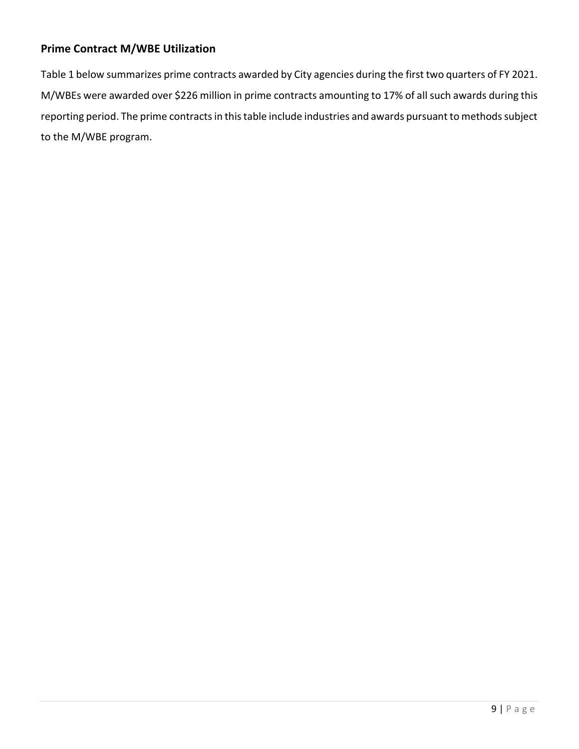## Prime Contract M/WBE Utilization

Table 1 below summarizes prime contracts awarded by City agencies during the first two quarters of FY 2021. M/WBEs were awarded over $226 million in prime contracts amounting to 17% of all such awards during this reporting period. The prime contracts in this table include industries and awards pursuant to methods subject to the M/WBE program.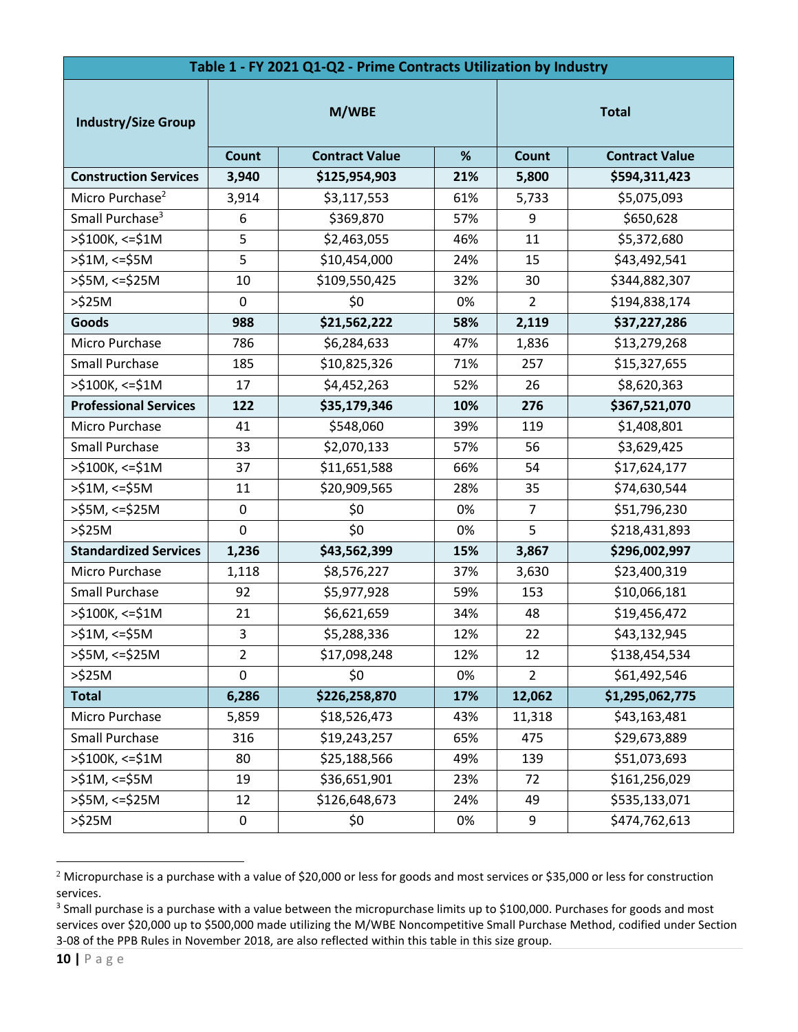| Table 1 - FY 2021 Q1-Q2 - Prime Contracts Utilization by Industry | | | | | |
|---|---|---|---|---|---|
| Industry/Size Group | M/WBE | | | Total | |
| | Count | Contract Value | % | Count | Contract Value |
| **Construction Services** | **3,940** | **$125,954,903** | **21%** | **5,800** | **$594,311,423** |
| Micro Purchase[2] | 3,914 | $3,117,553 | 61% | 5,733 | $5,075,093 |
| Small Purchase[3] | 6 | $369,870 | 57% | 9 | $650,628 |
| >$100K, <=$1M | 5 | $2,463,055 | 46% | 11 | $5,372,680 |
| >$1M, <=$5M | 5 | $10,454,000 | 24% | 15 | $43,492,541 |
| >$5M, <=$25M | 10 | $109,550,425 | 32% | 30 | $344,882,307 |
| >$25M | 0 | $0 | 0% | 2 | $194,838,174 |
| **Goods** | **988** | **$21,562,222** | **58%** | **2,119** | **$37,227,286** |
| Micro Purchase | 786 | $6,284,633 | 47% | 1,836 | $13,279,268 |
| Small Purchase | 185 | $10,825,326 | 71% | 257 | $15,327,655 |
| >$100K, <=$1M | 17 | $4,452,263 | 52% | 26 | $8,620,363 |
| **Professional Services** | **122** | **$35,179,346** | **10%** | **276** | **$367,521,070** |
| Micro Purchase | 41 | $548,060 | 39% | 119 | $1,408,801 |
| Small Purchase | 33 | $2,070,133 | 57% | 56 | $3,629,425 |
| >$100K, <=$1M | 37 | $11,651,588 | 66% | 54 | $17,624,177 |
| >$1M, <=$5M | 11 | $20,909,565 | 28% | 35 | $74,630,544 |
| >$5M, <=$25M | 0 | $0 | 0% | 7 | $51,796,230 |
| >$25M | 0 | $0 | 0% | 5 | $218,431,893 |
| **Standardized Services** | **1,236** | **$43,562,399** | **15%** | **3,867** | **$296,002,997** |
| Micro Purchase | 1,118 | $8,576,227 | 37% | 3,630 | $23,400,319 |
| Small Purchase | 92 | $5,977,928 | 59% | 153 | $10,066,181 |
| >$100K, <=$1M | 21 | $6,621,659 | 34% | 48 | $19,456,472 |
| >$1M, <=$5M | 3 | $5,288,336 | 12% | 22 | $43,132,945 |
| >$5M, <=$25M | 2 | $17,098,248 | 12% | 12 | $138,454,534 |
| >$25M | 0 | $0 | 0% | 2 | $61,492,546 |
| **Total** | **6,286** | **$226,258,870** | **17%** | **12,062** | **$1,295,062,775** |
| Micro Purchase | 5,859 | $18,526,473 | 43% | 11,318 | $43,163,481 |
| Small Purchase | 316 | $19,243,257 | 65% | 475 | $29,673,889 |
| >$100K, <=$1M | 80 | $25,188,566 | 49% | 139 | $51,073,693 |
| >$1M, <=$5M | 19 | $36,651,901 | 23% | 72 | $161,256,029 |
| >$5M, <=$25M | 12 | $126,648,673 | 24% | 49 | $535,133,071 |
| >$25M | 0 | $0 | 0% | 9 | $474,762,613 |

[2] Micropurchase is a purchase with a value of $20,000 or less for goods and most services or $35,000 or less for construction services.

[3] Small purchase is a purchase with a value between the micropurchase limits up to $100,000. Purchases for goods and most services over $20,000 up to $500,000 made utilizing the M/WBE Noncompetitive Small Purchase Method, codified under Section 3-08 of the PPB Rules in November 2018, are also reflected within this table in this size group.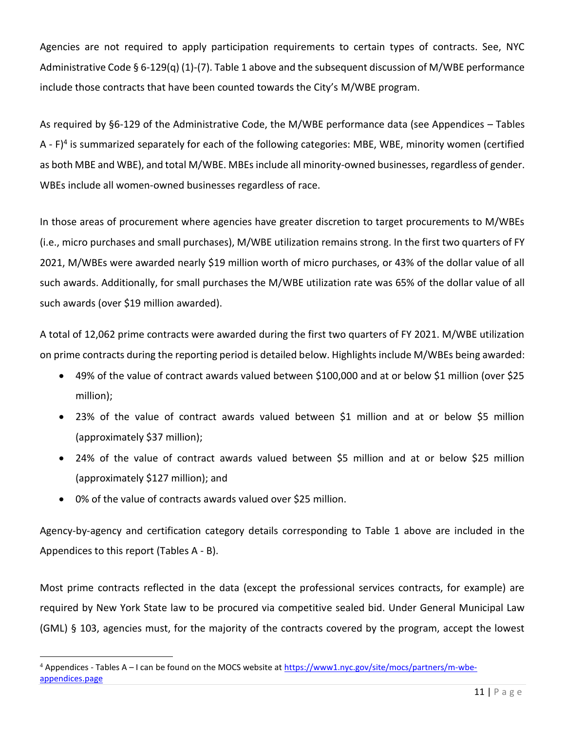Agencies are not required to apply participation requirements to certain types of contracts. See, NYC Administrative Code § 6-129(q) (1)-(7). Table 1 above and the subsequent discussion of M/WBE performance include those contracts that have been counted towards the City's M/WBE program.

As required by §6-129 of the Administrative Code, the M/WBE performance data (see Appendices – Tables A - F)[4] is summarized separately for each of the following categories: MBE, WBE, minority women (certified as both MBE and WBE), and total M/WBE. MBEs include all minority-owned businesses, regardless of gender. WBEs include all women-owned businesses regardless of race.

In those areas of procurement where agencies have greater discretion to target procurements to M/WBEs (i.e., micro purchases and small purchases), M/WBE utilization remains strong. In the first two quarters of FY 2021, M/WBEs were awarded nearly $19 million worth of micro purchases, or 43% of the dollar value of all such awards. Additionally, for small purchases the M/WBE utilization rate was 65% of the dollar value of all such awards (over $19 million awarded).

A total of 12,062 prime contracts were awarded during the first two quarters of FY 2021. M/WBE utilization on prime contracts during the reporting period is detailed below. Highlights include M/WBEs being awarded:

- 49% of the value of contract awards valued between $100,000 and at or below $1 million (over $25 million);
- 23% of the value of contract awards valued between $1 million and at or below $5 million (approximately $37 million);
- 24% of the value of contract awards valued between $5 million and at or below $25 million (approximately $127 million); and
- 0% of the value of contracts awards valued over $25 million.

Agency-by-agency and certification category details corresponding to Table 1 above are included in the Appendices to this report (Tables A - B).

Most prime contracts reflected in the data (except the professional services contracts, for example) are required by New York State law to be procured via competitive sealed bid. Under General Municipal Law (GML) § 103, agencies must, for the majority of the contracts covered by the program, accept the lowest

---

[4] Appendices - Tables A – I can be found on the MOCS website at https://www1.nyc.gov/site/mocs/partners/m-wbe-appendices.page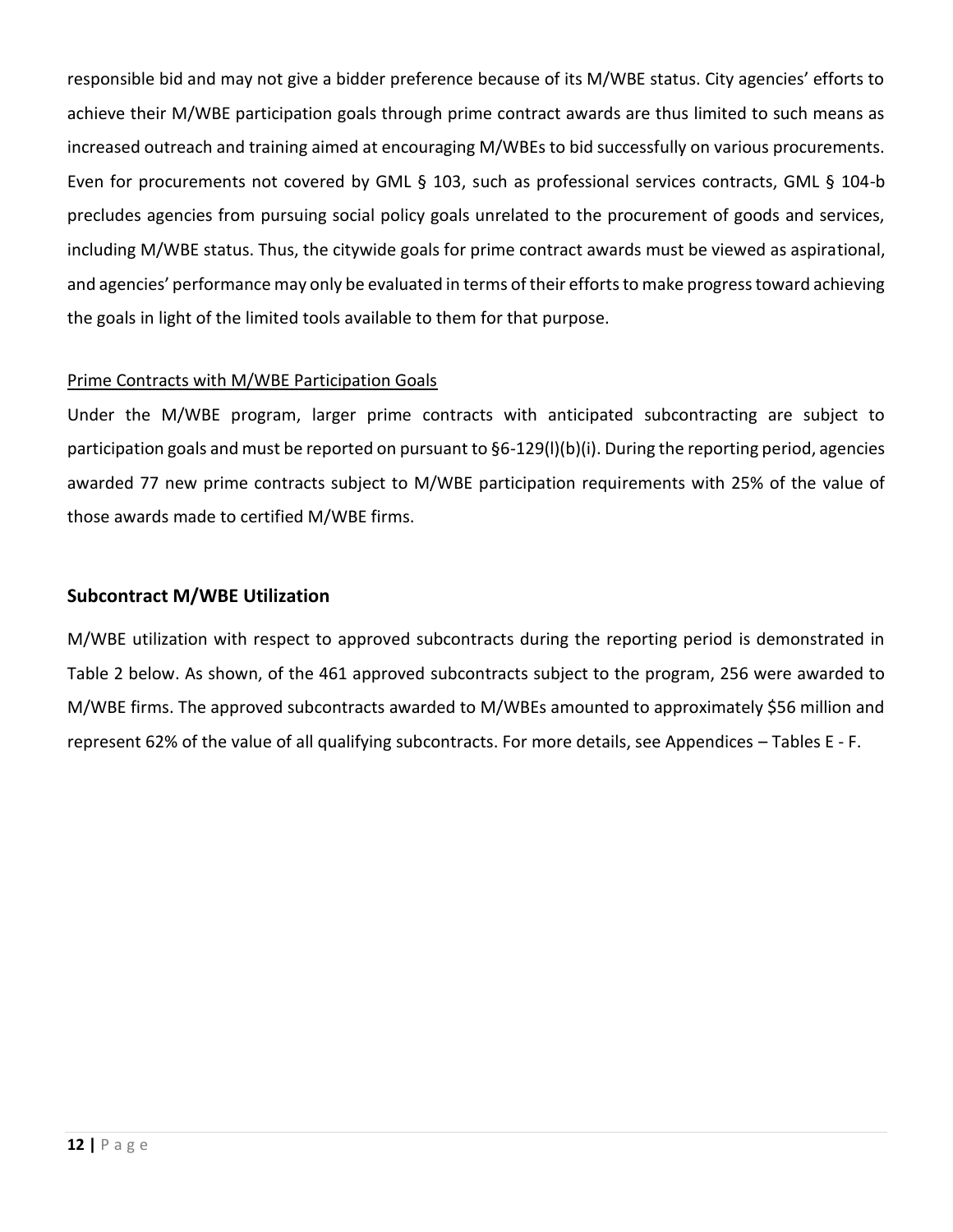responsible bid and may not give a bidder preference because of its M/WBE status. City agencies' efforts to achieve their M/WBE participation goals through prime contract awards are thus limited to such means as increased outreach and training aimed at encouraging M/WBEs to bid successfully on various procurements. Even for procurements not covered by GML § 103, such as professional services contracts, GML § 104-b precludes agencies from pursuing social policy goals unrelated to the procurement of goods and services, including M/WBE status. Thus, the citywide goals for prime contract awards must be viewed as aspirational, and agencies' performance may only be evaluated in terms of their efforts to make progress toward achieving the goals in light of the limited tools available to them for that purpose.

Prime Contracts with M/WBE Participation Goals

Under the M/WBE program, larger prime contracts with anticipated subcontracting are subject to participation goals and must be reported on pursuant to §6-129(l)(b)(i). During the reporting period, agencies awarded 77 new prime contracts subject to M/WBE participation requirements with 25% of the value of those awards made to certified M/WBE firms.

## Subcontract M/WBE Utilization

M/WBE utilization with respect to approved subcontracts during the reporting period is demonstrated in Table 2 below. As shown, of the 461 approved subcontracts subject to the program, 256 were awarded to M/WBE firms. The approved subcontracts awarded to M/WBEs amounted to approximately $56 million and represent 62% of the value of all qualifying subcontracts. For more details, see Appendices – Tables E - F.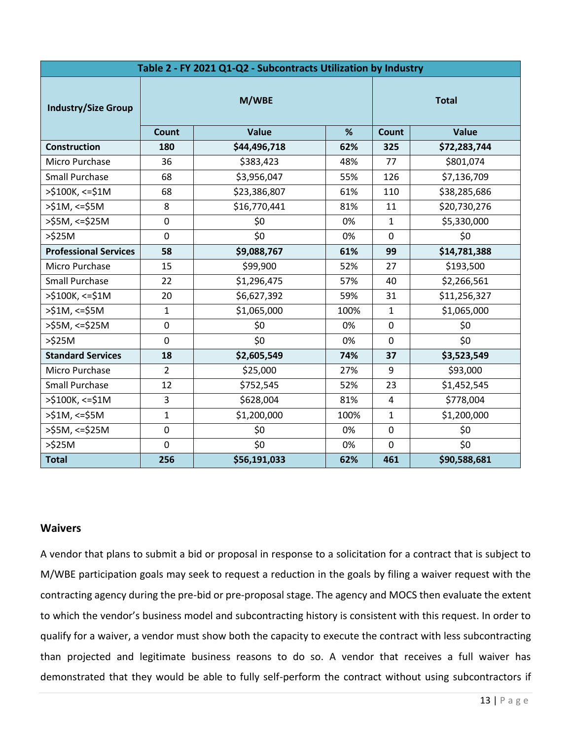| Table 2 - FY 2021 Q1-Q2 - Subcontracts Utilization by Industry | | | | | |
|---|---|---|---|---|---|
| Industry/Size Group | M/WBE | | | Total | |
| | Count | Value | % | Count | Value |
| **Construction** | **180** | **$44,496,718** | **62%** | **325** | **$72,283,744** |
| Micro Purchase | 36 | $383,423 | 48% | 77 | $801,074 |
| Small Purchase | 68 | $3,956,047 | 55% | 126 | $7,136,709 |
| >$100K, <=$1M | 68 | $23,386,807 | 61% | 110 | $38,285,686 |
| >$1M, <=$5M | 8 | $16,770,441 | 81% | 11 | $20,730,276 |
| >$5M, <=$25M | 0 | $0 | 0% | 1 | $5,330,000 |
| >$25M | 0 | $0 | 0% | 0 | $0 |
| **Professional Services** | **58** | **$9,088,767** | **61%** | **99** | **$14,781,388** |
| Micro Purchase | 15 | $99,900 | 52% | 27 | $193,500 |
| Small Purchase | 22 | $1,296,475 | 57% | 40 | $2,266,561 |
| >$100K, <=$1M | 20 | $6,627,392 | 59% | 31 | $11,256,327 |
| >$1M, <=$5M | 1 | $1,065,000 | 100% | 1 | $1,065,000 |
| >$5M, <=$25M | 0 | $0 | 0% | 0 | $0 |
| >$25M | 0 | $0 | 0% | 0 | $0 |
| **Standard Services** | **18** | **$2,605,549** | **74%** | **37** | **$3,523,549** |
| Micro Purchase | 2 | $25,000 | 27% | 9 | $93,000 |
| Small Purchase | 12 | $752,545 | 52% | 23 | $1,452,545 |
| >$100K, <=$1M | 3 | $628,004 | 81% | 4 | $778,004 |
| >$1M, <=$5M | 1 | $1,200,000 | 100% | 1 | $1,200,000 |
| >$5M, <=$25M | 0 | $0 | 0% | 0 | $0 |
| >$25M | 0 | $0 | 0% | 0 | $0 |
| **Total** | **256** | **$56,191,033** | **62%** | **461** | **$90,588,681** |

## Waivers

A vendor that plans to submit a bid or proposal in response to a solicitation for a contract that is subject to M/WBE participation goals may seek to request a reduction in the goals by filing a waiver request with the contracting agency during the pre-bid or pre-proposal stage. The agency and MOCS then evaluate the extent to which the vendor's business model and subcontracting history is consistent with this request. In order to qualify for a waiver, a vendor must show both the capacity to execute the contract with less subcontracting than projected and legitimate business reasons to do so. A vendor that receives a full waiver has demonstrated that they would be able to fully self-perform the contract without using subcontractors if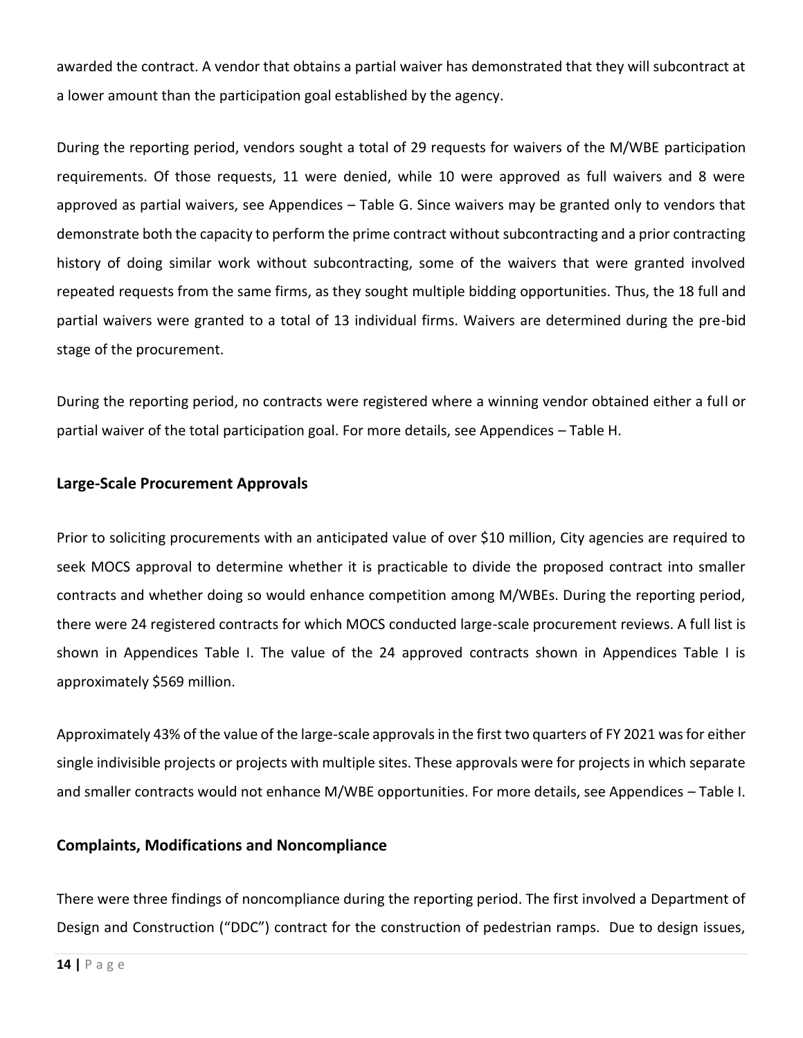awarded the contract. A vendor that obtains a partial waiver has demonstrated that they will subcontract at a lower amount than the participation goal established by the agency.

During the reporting period, vendors sought a total of 29 requests for waivers of the M/WBE participation requirements. Of those requests, 11 were denied, while 10 were approved as full waivers and 8 were approved as partial waivers, see Appendices – Table G. Since waivers may be granted only to vendors that demonstrate both the capacity to perform the prime contract without subcontracting and a prior contracting history of doing similar work without subcontracting, some of the waivers that were granted involved repeated requests from the same firms, as they sought multiple bidding opportunities. Thus, the 18 full and partial waivers were granted to a total of 13 individual firms. Waivers are determined during the pre-bid stage of the procurement.

During the reporting period, no contracts were registered where a winning vendor obtained either a full or partial waiver of the total participation goal. For more details, see Appendices – Table H.

## Large-Scale Procurement Approvals

Prior to soliciting procurements with an anticipated value of over $10 million, City agencies are required to seek MOCS approval to determine whether it is practicable to divide the proposed contract into smaller contracts and whether doing so would enhance competition among M/WBEs. During the reporting period, there were 24 registered contracts for which MOCS conducted large-scale procurement reviews. A full list is shown in Appendices Table I. The value of the 24 approved contracts shown in Appendices Table I is approximately $569 million.

Approximately 43% of the value of the large-scale approvals in the first two quarters of FY 2021 was for either single indivisible projects or projects with multiple sites. These approvals were for projects in which separate and smaller contracts would not enhance M/WBE opportunities. For more details, see Appendices – Table I.

## Complaints, Modifications and Noncompliance

There were three findings of noncompliance during the reporting period. The first involved a Department of Design and Construction ("DDC") contract for the construction of pedestrian ramps. Due to design issues,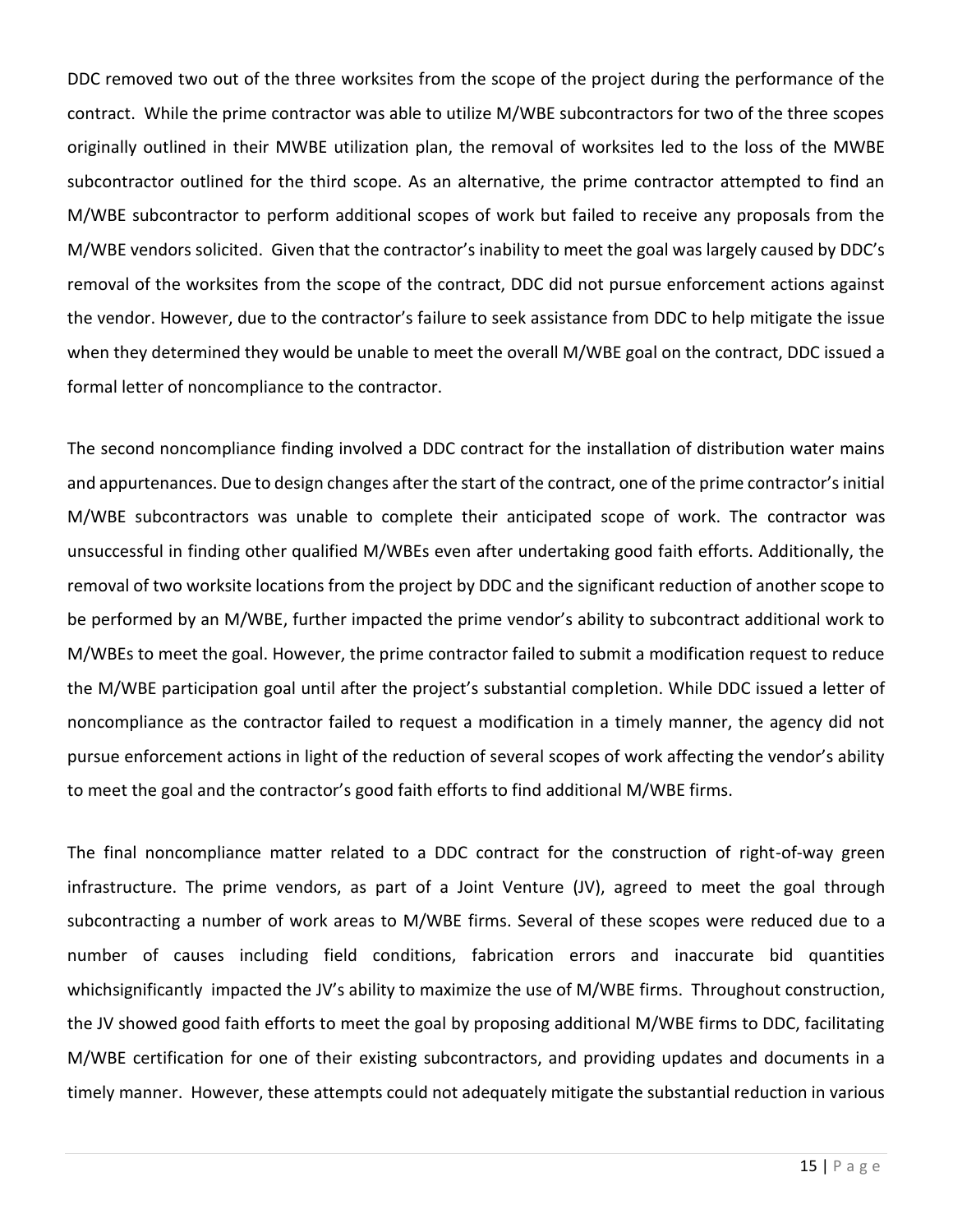DDC removed two out of the three worksites from the scope of the project during the performance of the contract. While the prime contractor was able to utilize M/WBE subcontractors for two of the three scopes originally outlined in their MWBE utilization plan, the removal of worksites led to the loss of the MWBE subcontractor outlined for the third scope. As an alternative, the prime contractor attempted to find an M/WBE subcontractor to perform additional scopes of work but failed to receive any proposals from the M/WBE vendors solicited. Given that the contractor's inability to meet the goal was largely caused by DDC's removal of the worksites from the scope of the contract, DDC did not pursue enforcement actions against the vendor. However, due to the contractor's failure to seek assistance from DDC to help mitigate the issue when they determined they would be unable to meet the overall M/WBE goal on the contract, DDC issued a formal letter of noncompliance to the contractor.

The second noncompliance finding involved a DDC contract for the installation of distribution water mains and appurtenances. Due to design changes after the start of the contract, one of the prime contractor's initial M/WBE subcontractors was unable to complete their anticipated scope of work. The contractor was unsuccessful in finding other qualified M/WBEs even after undertaking good faith efforts. Additionally, the removal of two worksite locations from the project by DDC and the significant reduction of another scope to be performed by an M/WBE, further impacted the prime vendor's ability to subcontract additional work to M/WBEs to meet the goal. However, the prime contractor failed to submit a modification request to reduce the M/WBE participation goal until after the project's substantial completion. While DDC issued a letter of noncompliance as the contractor failed to request a modification in a timely manner, the agency did not pursue enforcement actions in light of the reduction of several scopes of work affecting the vendor's ability to meet the goal and the contractor's good faith efforts to find additional M/WBE firms.

The final noncompliance matter related to a DDC contract for the construction of right-of-way green infrastructure. The prime vendors, as part of a Joint Venture (JV), agreed to meet the goal through subcontracting a number of work areas to M/WBE firms. Several of these scopes were reduced due to a number of causes including field conditions, fabrication errors and inaccurate bid quantities whichsignificantly impacted the JV's ability to maximize the use of M/WBE firms. Throughout construction, the JV showed good faith efforts to meet the goal by proposing additional M/WBE firms to DDC, facilitating M/WBE certification for one of their existing subcontractors, and providing updates and documents in a timely manner. However, these attempts could not adequately mitigate the substantial reduction in various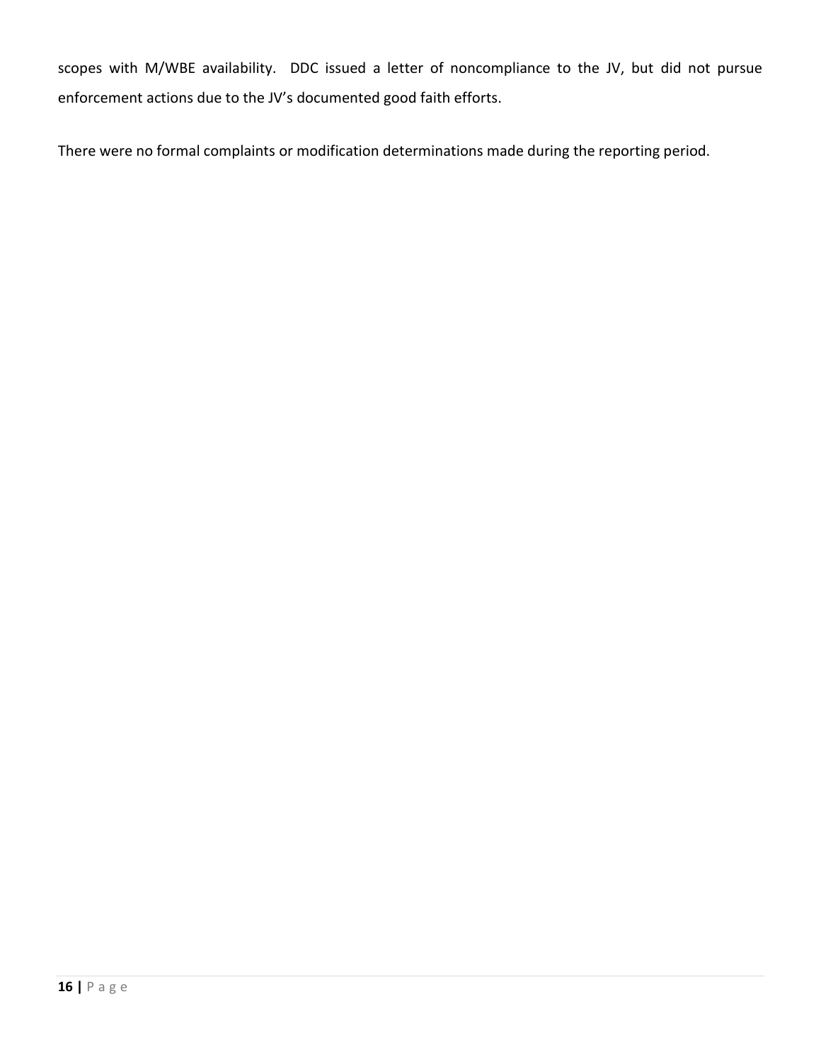scopes with M/WBE availability. DDC issued a letter of noncompliance to the JV, but did not pursue enforcement actions due to the JV's documented good faith efforts.

There were no formal complaints or modification determinations made during the reporting period.